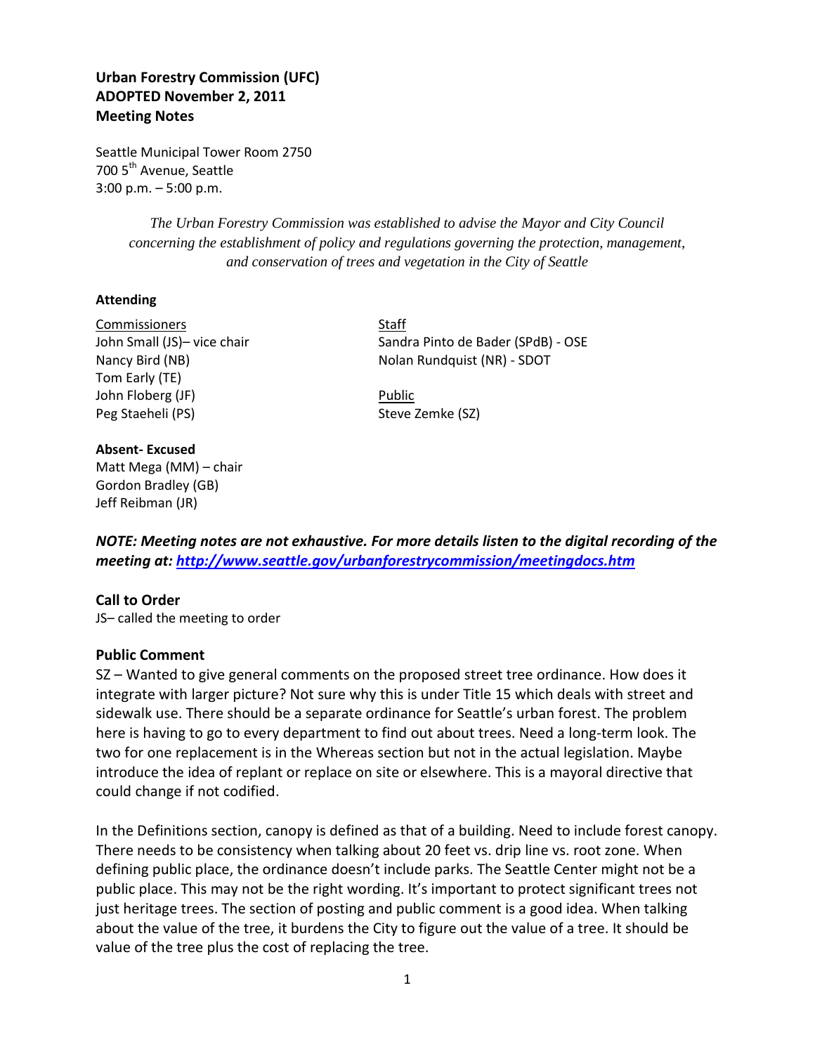**Urban Forestry Commission (UFC)**
**ADOPTED November 2, 2011**
**Meeting Notes**

Seattle Municipal Tower Room 2750
700 5th Avenue, Seattle
3:00 p.m. – 5:00 p.m.

*The Urban Forestry Commission was established to advise the Mayor and City Council concerning the establishment of policy and regulations governing the protection, management, and conservation of trees and vegetation in the City of Seattle*

**Attending**

Commissioners
John Small (JS)– vice chair
Nancy Bird (NB)
Tom Early (TE)
John Floberg (JF)
Peg Staeheli (PS)

Staff
Sandra Pinto de Bader (SPdB) - OSE
Nolan Rundquist (NR) - SDOT

Public
Steve Zemke (SZ)

**Absent- Excused**
Matt Mega (MM) – chair
Gordon Bradley (GB)
Jeff Reibman (JR)

***NOTE: Meeting notes are not exhaustive. For more details listen to the digital recording of the meeting at: [http://www.seattle.gov/urbanforestrycommission/meetingdocs.htm](http://www.seattle.gov/urbanforestrycommission/meetingdocs.htm)***

**Call to Order**
JS– called the meeting to order

**Public Comment**
SZ – Wanted to give general comments on the proposed street tree ordinance. How does it integrate with larger picture? Not sure why this is under Title 15 which deals with street and sidewalk use. There should be a separate ordinance for Seattle's urban forest. The problem here is having to go to every department to find out about trees. Need a long-term look. The two for one replacement is in the Whereas section but not in the actual legislation. Maybe introduce the idea of replant or replace on site or elsewhere. This is a mayoral directive that could change if not codified.

In the Definitions section, canopy is defined as that of a building. Need to include forest canopy. There needs to be consistency when talking about 20 feet vs. drip line vs. root zone. When defining public place, the ordinance doesn't include parks. The Seattle Center might not be a public place. This may not be the right wording. It's important to protect significant trees not just heritage trees. The section of posting and public comment is a good idea. When talking about the value of the tree, it burdens the City to figure out the value of a tree. It should be value of the tree plus the cost of replacing the tree.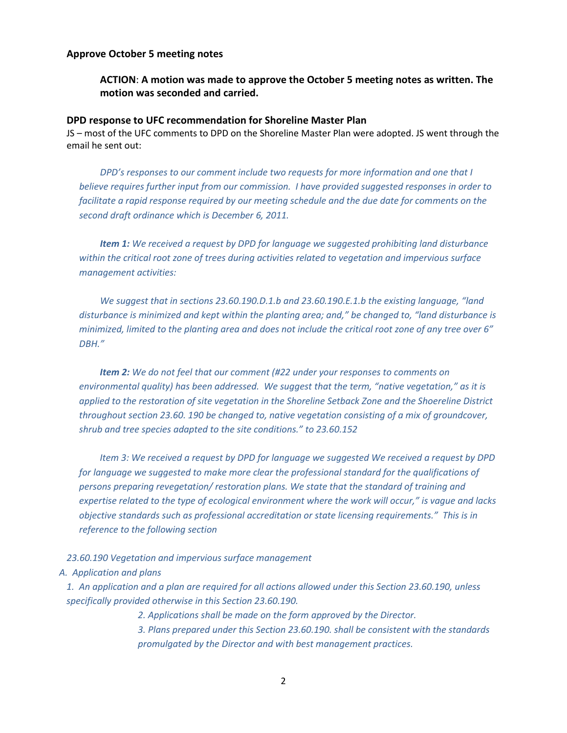**Approve October 5 meeting notes**

> **ACTION**: **A motion was made to approve the October 5 meeting notes as written. The motion was seconded and carried.**

**DPD response to UFC recommendation for Shoreline Master Plan**

JS – most of the UFC comments to DPD on the Shoreline Master Plan were adopted. JS went through the email he sent out:

> *DPD's responses to our comment include two requests for more information and one that I believe requires further input from our commission. I have provided suggested responses in order to facilitate a rapid response required by our meeting schedule and the due date for comments on the second draft ordinance which is December 6, 2011.*
>
> ***Item 1:*** *We received a request by DPD for language we suggested prohibiting land disturbance within the critical root zone of trees during activities related to vegetation and impervious surface management activities:*
>
> *We suggest that in sections 23.60.190.D.1.b and 23.60.190.E.1.b the existing language, "land disturbance is minimized and kept within the planting area; and," be changed to, "land disturbance is minimized, limited to the planting area and does not include the critical root zone of any tree over 6" DBH."*
>
> ***Item 2:*** *We do not feel that our comment (#22 under your responses to comments on environmental quality) has been addressed. We suggest that the term, "native vegetation," as it is applied to the restoration of site vegetation in the Shoreline Setback Zone and the Shoereline District throughout section 23.60. 190 be changed to, native vegetation consisting of a mix of groundcover, shrub and tree species adapted to the site conditions." to 23.60.152*
>
> *Item 3: We received a request by DPD for language we suggested We received a request by DPD for language we suggested to make more clear the professional standard for the qualifications of persons preparing revegetation/ restoration plans. We state that the standard of training and expertise related to the type of ecological environment where the work will occur," is vague and lacks objective standards such as professional accreditation or state licensing requirements." This is in reference to the following section*

*23.60.190 Vegetation and impervious surface management*

*A. Application and plans*

*1. An application and a plan are required for all actions allowed under this Section 23.60.190, unless specifically provided otherwise in this Section 23.60.190.*

*2. Applications shall be made on the form approved by the Director.*

*3. Plans prepared under this Section 23.60.190. shall be consistent with the standards promulgated by the Director and with best management practices.*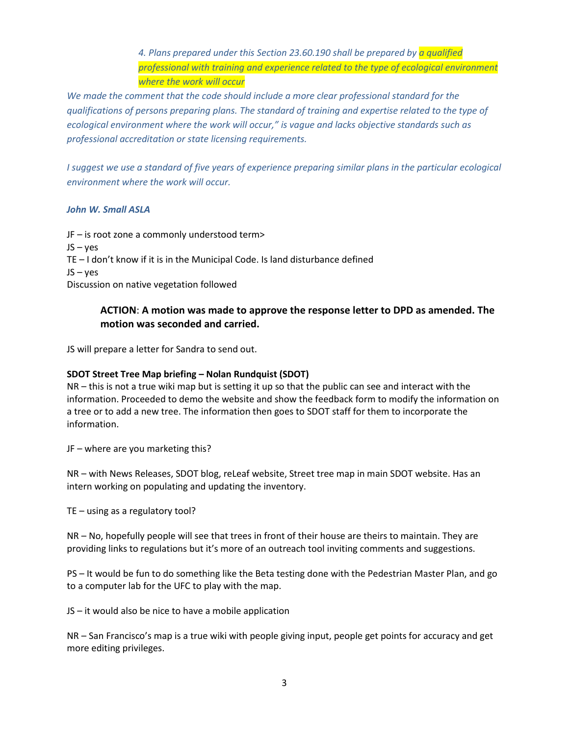*4. Plans prepared under this Section 23.60.190 shall be prepared by a qualified professional with training and experience related to the type of ecological environment where the work will occur*

*We made the comment that the code should include a more clear professional standard for the qualifications of persons preparing plans. The standard of training and expertise related to the type of ecological environment where the work will occur," is vague and lacks objective standards such as professional accreditation or state licensing requirements.*

*I suggest we use a standard of five years of experience preparing similar plans in the particular ecological environment where the work will occur.*

***John W. Small ASLA***

JF – is root zone a commonly understood term>
JS – yes
TE – I don't know if it is in the Municipal Code. Is land disturbance defined
JS – yes
Discussion on native vegetation followed

> **ACTION**: **A motion was made to approve the response letter to DPD as amended. The motion was seconded and carried.**

JS will prepare a letter for Sandra to send out.

**SDOT Street Tree Map briefing – Nolan Rundquist (SDOT)**
NR – this is not a true wiki map but is setting it up so that the public can see and interact with the information. Proceeded to demo the website and show the feedback form to modify the information on a tree or to add a new tree. The information then goes to SDOT staff for them to incorporate the information.

JF – where are you marketing this?

NR – with News Releases, SDOT blog, reLeaf website, Street tree map in main SDOT website. Has an intern working on populating and updating the inventory.

TE – using as a regulatory tool?

NR – No, hopefully people will see that trees in front of their house are theirs to maintain. They are providing links to regulations but it's more of an outreach tool inviting comments and suggestions.

PS – It would be fun to do something like the Beta testing done with the Pedestrian Master Plan, and go to a computer lab for the UFC to play with the map.

JS – it would also be nice to have a mobile application

NR – San Francisco's map is a true wiki with people giving input, people get points for accuracy and get more editing privileges.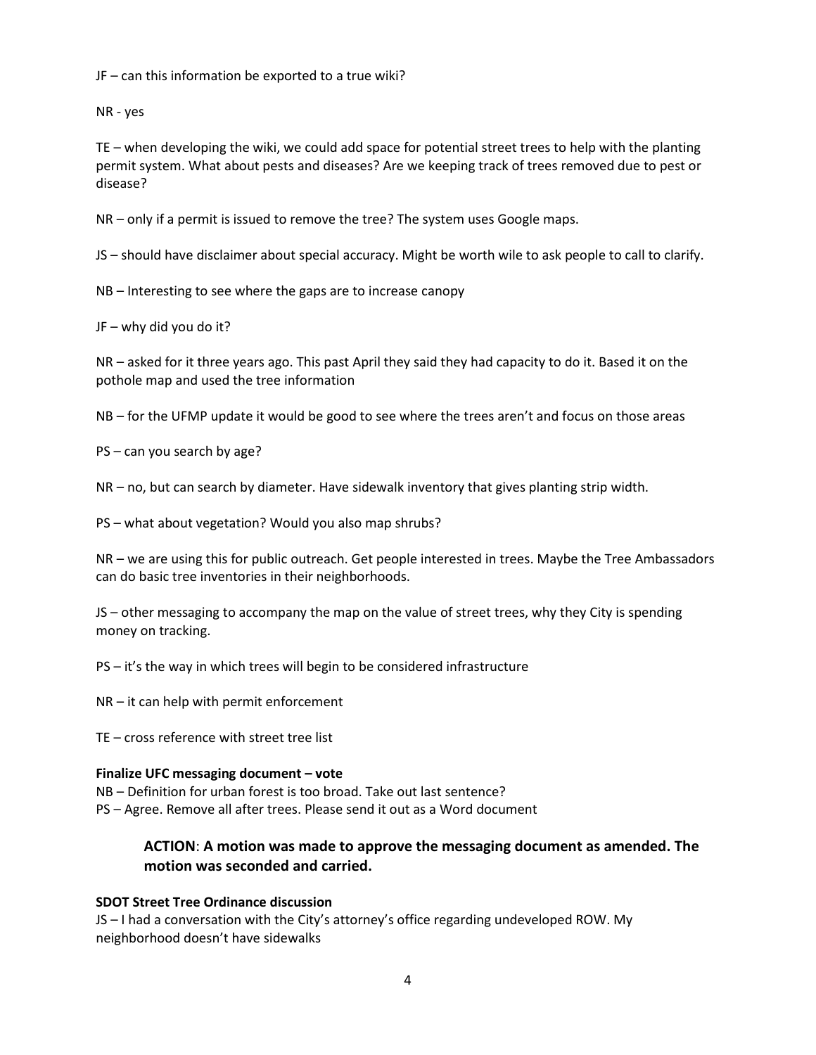JF – can this information be exported to a true wiki?

NR - yes

TE – when developing the wiki, we could add space for potential street trees to help with the planting permit system. What about pests and diseases? Are we keeping track of trees removed due to pest or disease?

NR – only if a permit is issued to remove the tree? The system uses Google maps.

JS – should have disclaimer about special accuracy. Might be worth wile to ask people to call to clarify.

NB – Interesting to see where the gaps are to increase canopy

JF – why did you do it?

NR – asked for it three years ago. This past April they said they had capacity to do it. Based it on the pothole map and used the tree information

NB – for the UFMP update it would be good to see where the trees aren't and focus on those areas

PS – can you search by age?

NR – no, but can search by diameter. Have sidewalk inventory that gives planting strip width.

PS – what about vegetation? Would you also map shrubs?

NR – we are using this for public outreach. Get people interested in trees. Maybe the Tree Ambassadors can do basic tree inventories in their neighborhoods.

JS – other messaging to accompany the map on the value of street trees, why they City is spending money on tracking.

PS – it's the way in which trees will begin to be considered infrastructure

NR – it can help with permit enforcement

TE – cross reference with street tree list

**Finalize UFC messaging document – vote**

NB – Definition for urban forest is too broad. Take out last sentence?
PS – Agree. Remove all after trees. Please send it out as a Word document

> **ACTION**: **A motion was made to approve the messaging document as amended. The motion was seconded and carried.**

**SDOT Street Tree Ordinance discussion**

JS – I had a conversation with the City's attorney's office regarding undeveloped ROW. My neighborhood doesn't have sidewalks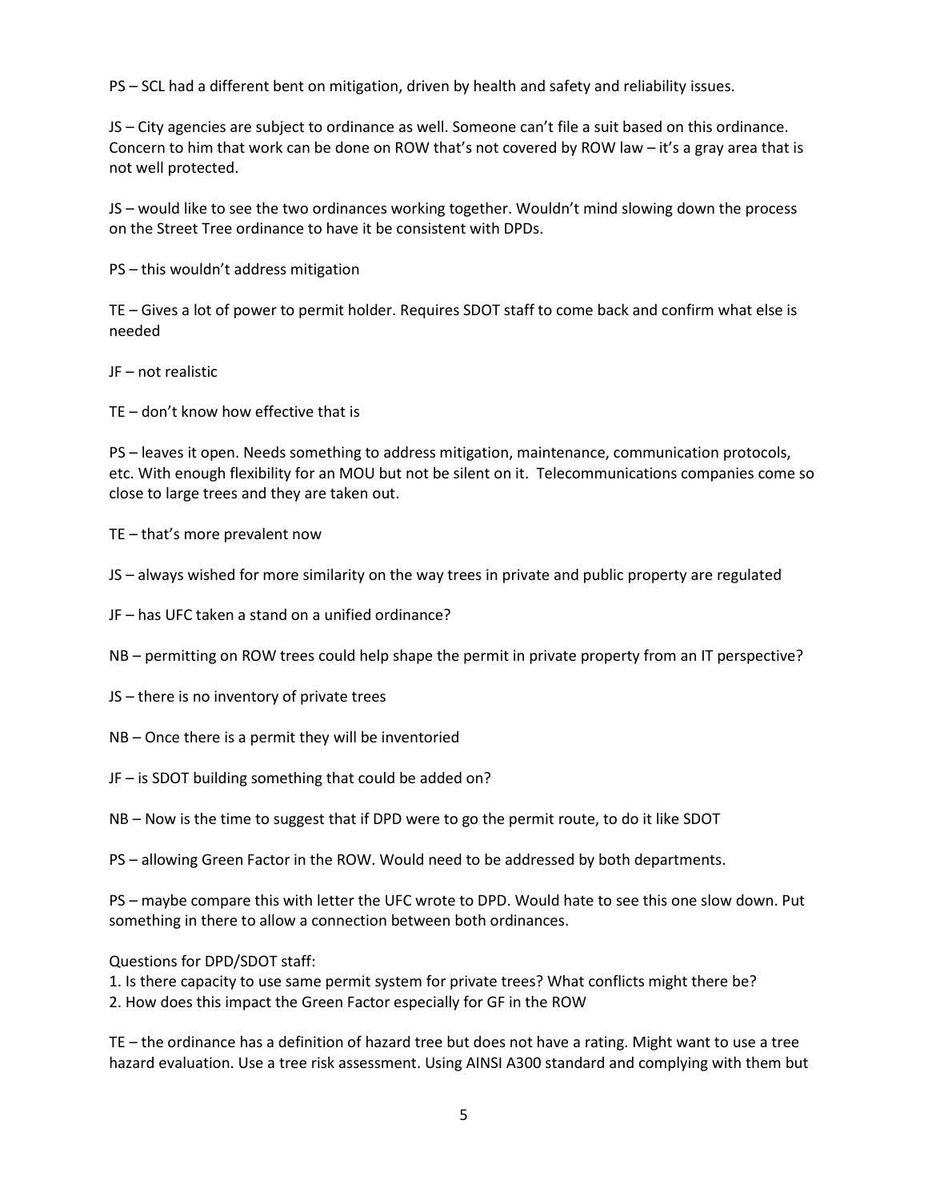PS – SCL had a different bent on mitigation, driven by health and safety and reliability issues.

JS – City agencies are subject to ordinance as well. Someone can't file a suit based on this ordinance. Concern to him that work can be done on ROW that's not covered by ROW law – it's a gray area that is not well protected.

JS – would like to see the two ordinances working together. Wouldn't mind slowing down the process on the Street Tree ordinance to have it be consistent with DPDs.

PS – this wouldn't address mitigation

TE – Gives a lot of power to permit holder. Requires SDOT staff to come back and confirm what else is needed

JF – not realistic

TE – don't know how effective that is

PS – leaves it open. Needs something to address mitigation, maintenance, communication protocols, etc. With enough flexibility for an MOU but not be silent on it. Telecommunications companies come so close to large trees and they are taken out.

TE – that's more prevalent now

JS – always wished for more similarity on the way trees in private and public property are regulated

JF – has UFC taken a stand on a unified ordinance?

NB – permitting on ROW trees could help shape the permit in private property from an IT perspective?

JS – there is no inventory of private trees

NB – Once there is a permit they will be inventoried

JF – is SDOT building something that could be added on?

NB – Now is the time to suggest that if DPD were to go the permit route, to do it like SDOT

PS – allowing Green Factor in the ROW. Would need to be addressed by both departments.

PS – maybe compare this with letter the UFC wrote to DPD. Would hate to see this one slow down. Put something in there to allow a connection between both ordinances.

Questions for DPD/SDOT staff:

1. Is there capacity to use same permit system for private trees? What conflicts might there be?
2. How does this impact the Green Factor especially for GF in the ROW

TE – the ordinance has a definition of hazard tree but does not have a rating. Might want to use a tree hazard evaluation. Use a tree risk assessment. Using AINSI A300 standard and complying with them but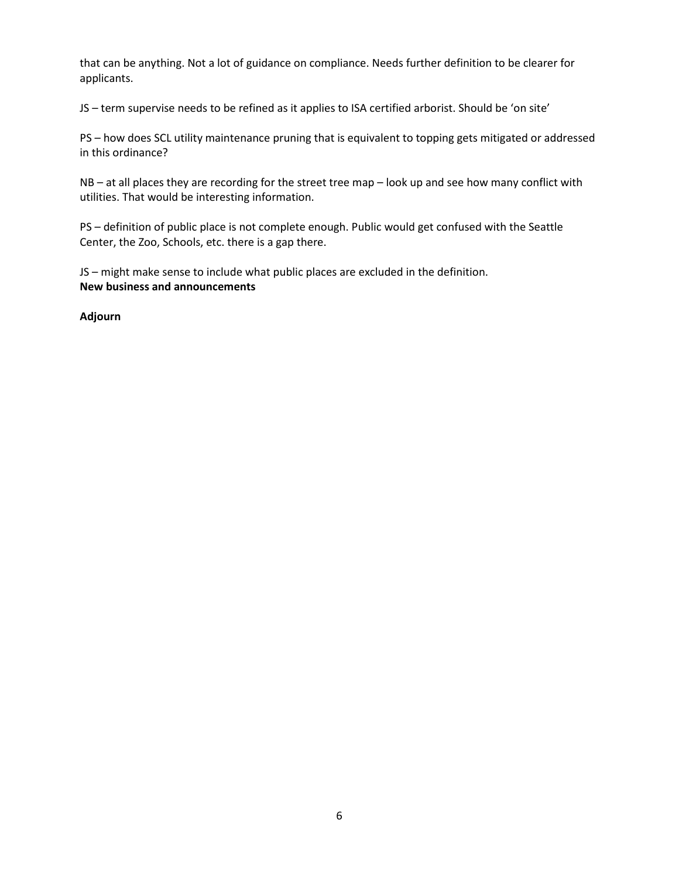that can be anything. Not a lot of guidance on compliance. Needs further definition to be clearer for applicants.

JS – term supervise needs to be refined as it applies to ISA certified arborist. Should be 'on site'

PS – how does SCL utility maintenance pruning that is equivalent to topping gets mitigated or addressed in this ordinance?

NB – at all places they are recording for the street tree map – look up and see how many conflict with utilities. That would be interesting information.

PS – definition of public place is not complete enough. Public would get confused with the Seattle Center, the Zoo, Schools, etc. there is a gap there.

JS – might make sense to include what public places are excluded in the definition.

**New business and announcements**

**Adjourn**